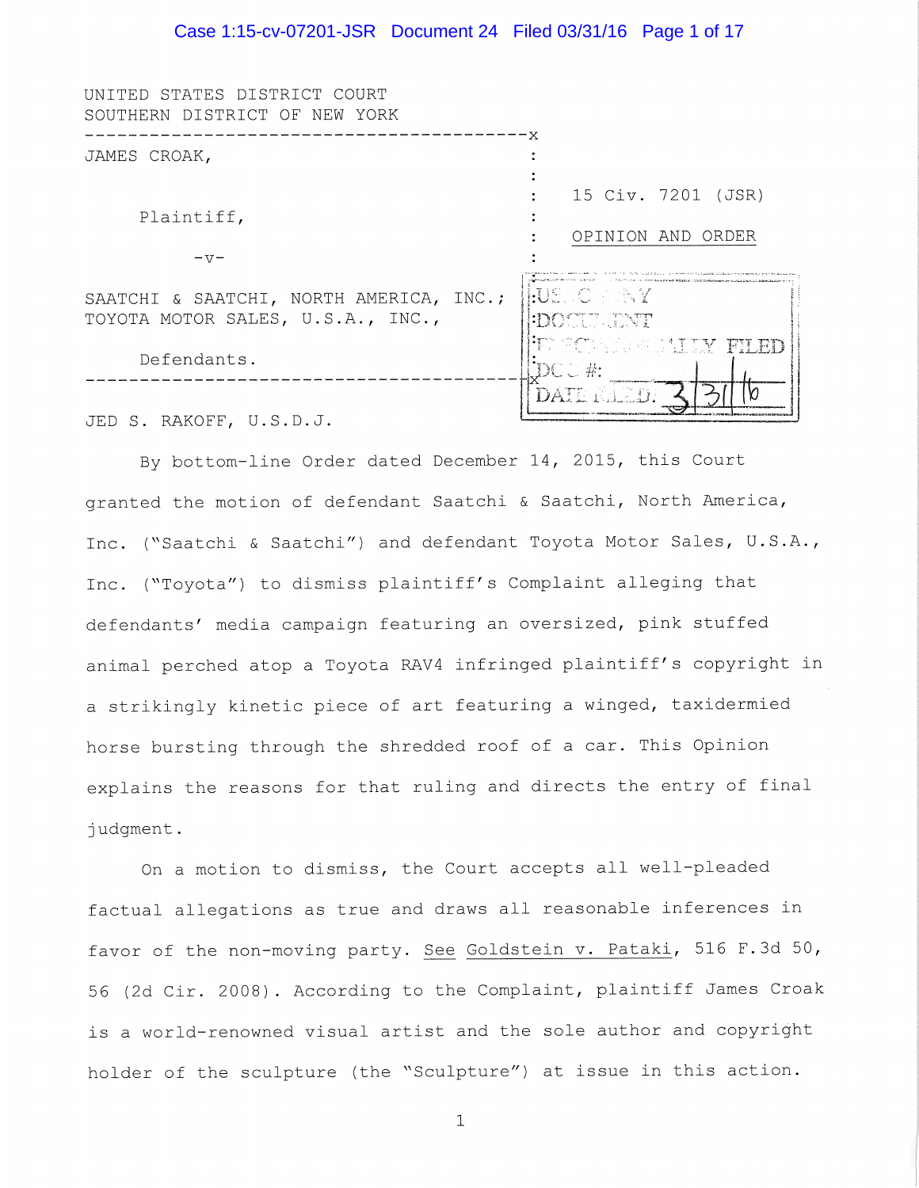UNITED STATES DISTRICT COURT
SOUTHERN DISTRICT OF NEW YORK

JAMES CROAK,

Plaintiff,

-v-

SAATCHI & SAATCHI, NORTH AMERICA, INC.; TOYOTA MOTOR SALES, U.S.A., INC.,

Defendants.

15 Civ. 7201 (JSR)

OPINION AND ORDER

JED S. RAKOFF, U.S.D.J.

By bottom-line Order dated December 14, 2015, this Court granted the motion of defendant Saatchi & Saatchi, North America, Inc. ("Saatchi & Saatchi") and defendant Toyota Motor Sales, U.S.A., Inc. ("Toyota") to dismiss plaintiff's Complaint alleging that defendants' media campaign featuring an oversized, pink stuffed animal perched atop a Toyota RAV4 infringed plaintiff's copyright in a strikingly kinetic piece of art featuring a winged, taxidermied horse bursting through the shredded roof of a car. This Opinion explains the reasons for that ruling and directs the entry of final judgment.

On a motion to dismiss, the Court accepts all well-pleaded factual allegations as true and draws all reasonable inferences in favor of the non-moving party. See Goldstein v. Pataki, 516 F.3d 50, 56 (2d Cir. 2008). According to the Complaint, plaintiff James Croak is a world-renowned visual artist and the sole author and copyright holder of the sculpture (the "Sculpture") at issue in this action.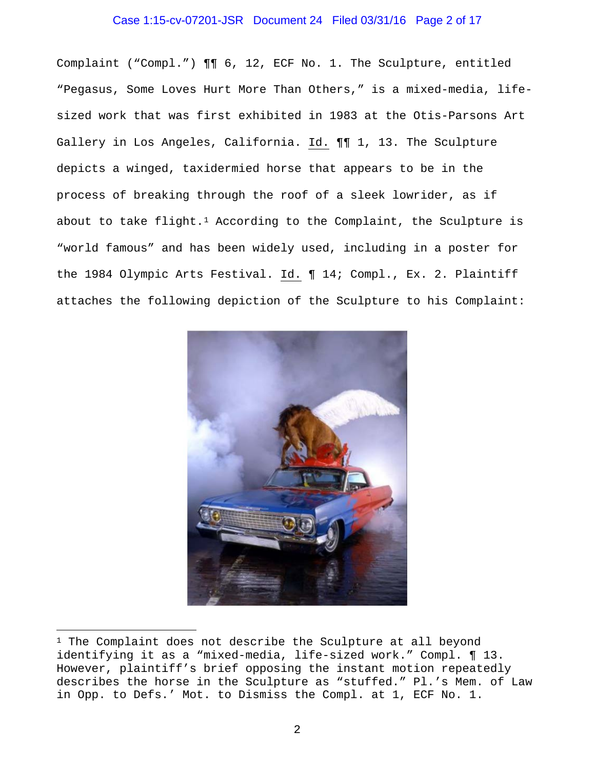Complaint ("Compl.") ¶¶ 6, 12, ECF No. 1. The Sculpture, entitled "Pegasus, Some Loves Hurt More Than Others," is a mixed-media, life-sized work that was first exhibited in 1983 at the Otis-Parsons Art Gallery in Los Angeles, California. Id. ¶¶ 1, 13. The Sculpture depicts a winged, taxidermied horse that appears to be in the process of breaking through the roof of a sleek lowrider, as if about to take flight.[1] According to the Complaint, the Sculpture is "world famous" and has been widely used, including in a poster for the 1984 Olympic Arts Festival. Id. ¶ 14; Compl., Ex. 2. Plaintiff attaches the following depiction of the Sculpture to his Complaint:

[1] The Complaint does not describe the Sculpture at all beyond identifying it as a "mixed-media, life-sized work." Compl. ¶ 13. However, plaintiff's brief opposing the instant motion repeatedly describes the horse in the Sculpture as "stuffed." Pl.'s Mem. of Law in Opp. to Defs.' Mot. to Dismiss the Compl. at 1, ECF No. 1.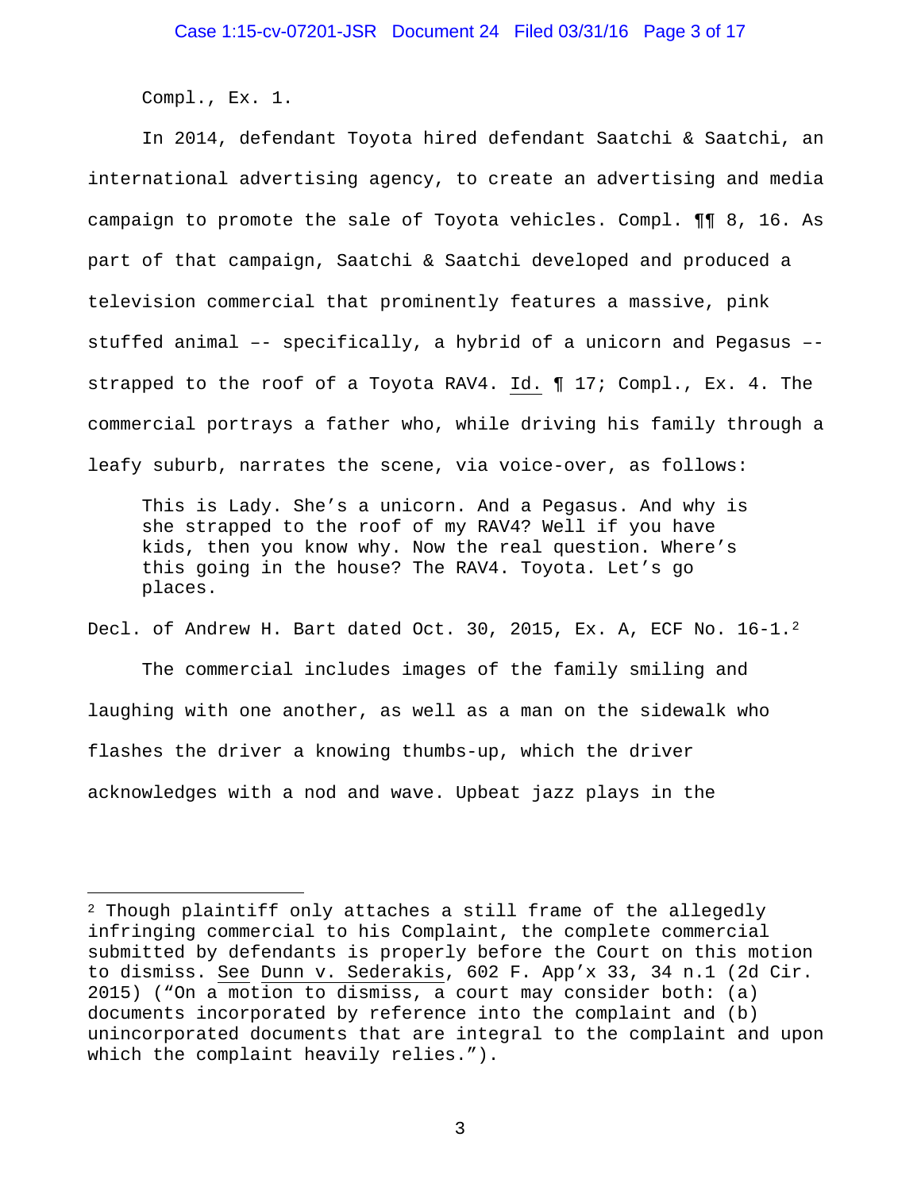Compl., Ex. 1.

In 2014, defendant Toyota hired defendant Saatchi & Saatchi, an international advertising agency, to create an advertising and media campaign to promote the sale of Toyota vehicles. Compl. ¶¶ 8, 16. As part of that campaign, Saatchi & Saatchi developed and produced a television commercial that prominently features a massive, pink stuffed animal –- specifically, a hybrid of a unicorn and Pegasus –- strapped to the roof of a Toyota RAV4. Id. ¶ 17; Compl., Ex. 4. The commercial portrays a father who, while driving his family through a leafy suburb, narrates the scene, via voice-over, as follows:

> This is Lady. She's a unicorn. And a Pegasus. And why is she strapped to the roof of my RAV4? Well if you have kids, then you know why. Now the real question. Where's this going in the house? The RAV4. Toyota. Let's go places.

Decl. of Andrew H. Bart dated Oct. 30, 2015, Ex. A, ECF No. 16-1.[2]

The commercial includes images of the family smiling and laughing with one another, as well as a man on the sidewalk who flashes the driver a knowing thumbs-up, which the driver acknowledges with a nod and wave. Upbeat jazz plays in the

---

[2] Though plaintiff only attaches a still frame of the allegedly infringing commercial to his Complaint, the complete commercial submitted by defendants is properly before the Court on this motion to dismiss. See Dunn v. Sederakis, 602 F. App'x 33, 34 n.1 (2d Cir. 2015) ("On a motion to dismiss, a court may consider both: (a) documents incorporated by reference into the complaint and (b) unincorporated documents that are integral to the complaint and upon which the complaint heavily relies.").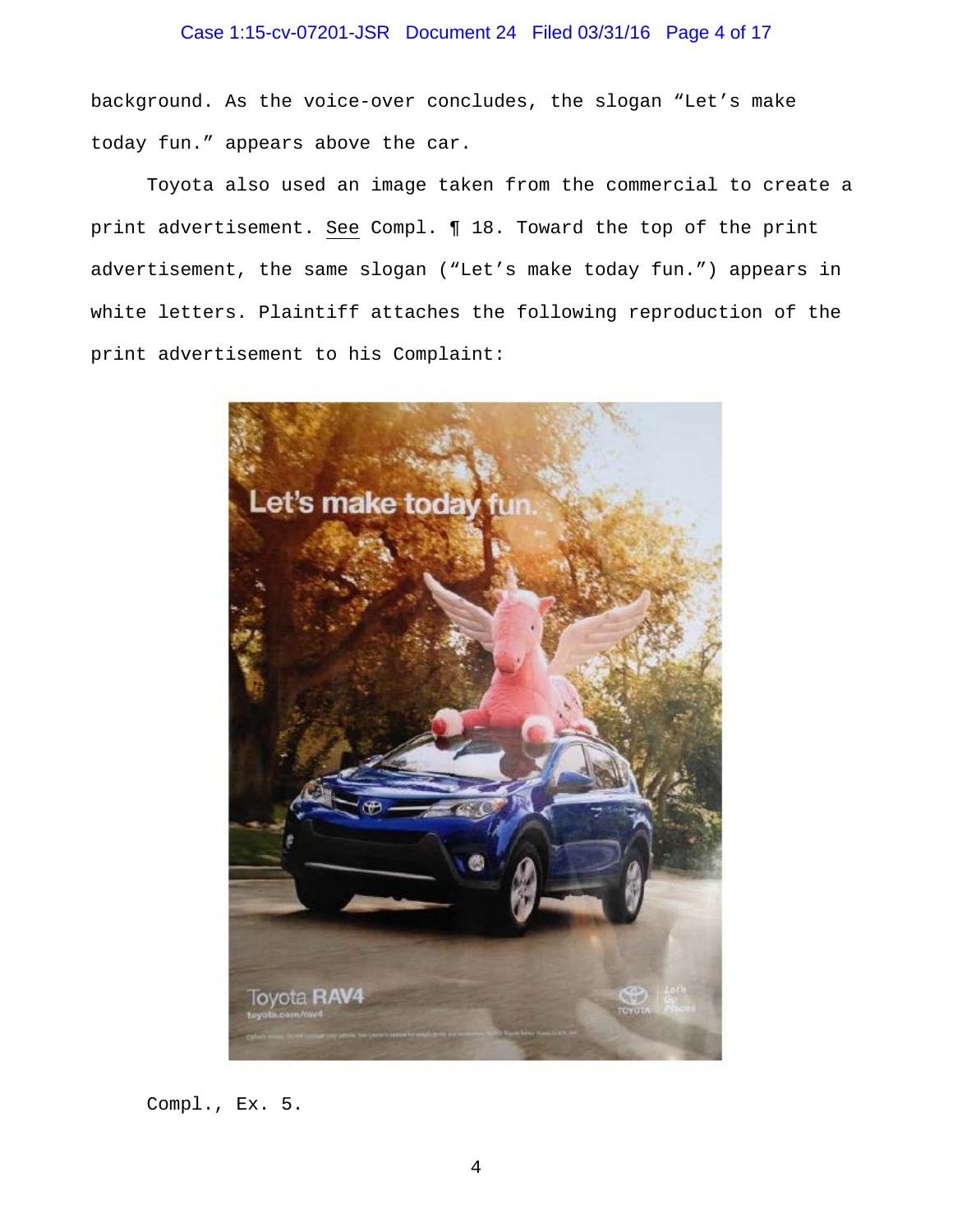background. As the voice-over concludes, the slogan "Let's make today fun." appears above the car.

Toyota also used an image taken from the commercial to create a print advertisement. See Compl. ¶ 18. Toward the top of the print advertisement, the same slogan ("Let's make today fun.") appears in white letters. Plaintiff attaches the following reproduction of the print advertisement to his Complaint:

Compl., Ex. 5.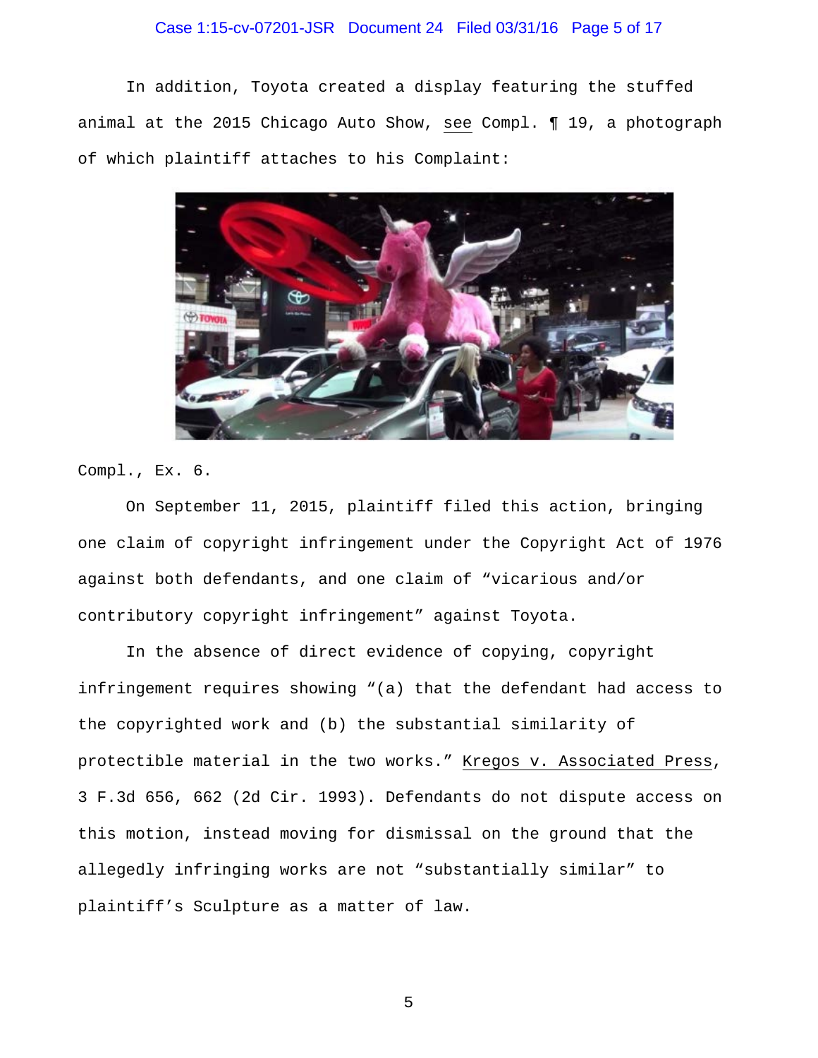In addition, Toyota created a display featuring the stuffed animal at the 2015 Chicago Auto Show, see Compl. ¶ 19, a photograph of which plaintiff attaches to his Complaint:

Compl., Ex. 6.

On September 11, 2015, plaintiff filed this action, bringing one claim of copyright infringement under the Copyright Act of 1976 against both defendants, and one claim of "vicarious and/or contributory copyright infringement" against Toyota.

In the absence of direct evidence of copying, copyright infringement requires showing "(a) that the defendant had access to the copyrighted work and (b) the substantial similarity of protectible material in the two works." Kregos v. Associated Press, 3 F.3d 656, 662 (2d Cir. 1993). Defendants do not dispute access on this motion, instead moving for dismissal on the ground that the allegedly infringing works are not "substantially similar" to plaintiff's Sculpture as a matter of law.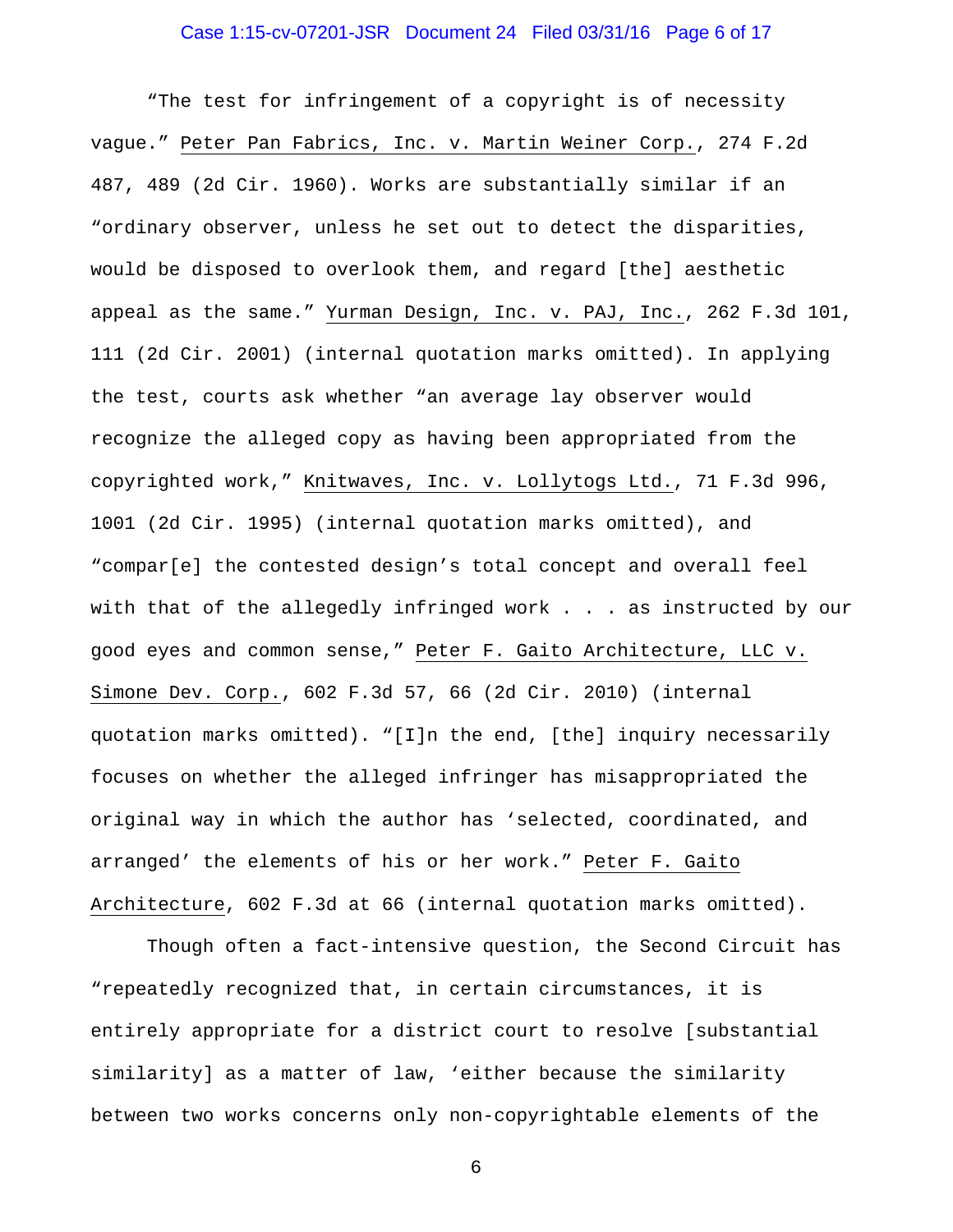"The test for infringement of a copyright is of necessity vague." Peter Pan Fabrics, Inc. v. Martin Weiner Corp., 274 F.2d 487, 489 (2d Cir. 1960). Works are substantially similar if an "ordinary observer, unless he set out to detect the disparities, would be disposed to overlook them, and regard [the] aesthetic appeal as the same." Yurman Design, Inc. v. PAJ, Inc., 262 F.3d 101, 111 (2d Cir. 2001) (internal quotation marks omitted). In applying the test, courts ask whether "an average lay observer would recognize the alleged copy as having been appropriated from the copyrighted work," Knitwaves, Inc. v. Lollytogs Ltd., 71 F.3d 996, 1001 (2d Cir. 1995) (internal quotation marks omitted), and "compar[e] the contested design's total concept and overall feel with that of the allegedly infringed work . . . as instructed by our good eyes and common sense," Peter F. Gaito Architecture, LLC v. Simone Dev. Corp., 602 F.3d 57, 66 (2d Cir. 2010) (internal quotation marks omitted). "[I]n the end, [the] inquiry necessarily focuses on whether the alleged infringer has misappropriated the original way in which the author has 'selected, coordinated, and arranged' the elements of his or her work." Peter F. Gaito Architecture, 602 F.3d at 66 (internal quotation marks omitted).

Though often a fact-intensive question, the Second Circuit has "repeatedly recognized that, in certain circumstances, it is entirely appropriate for a district court to resolve [substantial similarity] as a matter of law, 'either because the similarity between two works concerns only non-copyrightable elements of the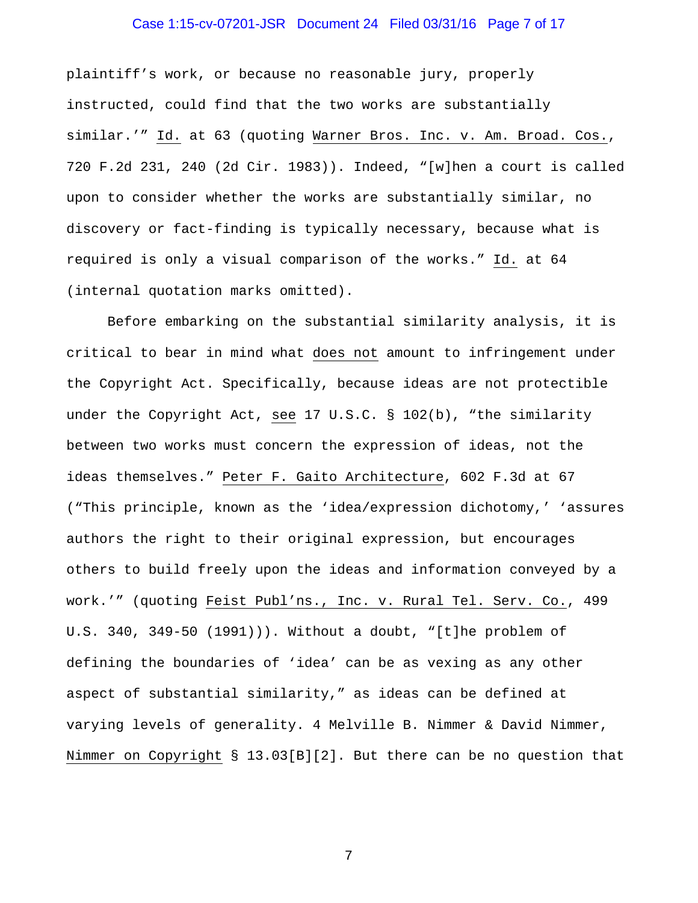plaintiff's work, or because no reasonable jury, properly instructed, could find that the two works are substantially similar.'" Id. at 63 (quoting Warner Bros. Inc. v. Am. Broad. Cos., 720 F.2d 231, 240 (2d Cir. 1983)). Indeed, "[w]hen a court is called upon to consider whether the works are substantially similar, no discovery or fact-finding is typically necessary, because what is required is only a visual comparison of the works." Id. at 64 (internal quotation marks omitted).

Before embarking on the substantial similarity analysis, it is critical to bear in mind what does not amount to infringement under the Copyright Act. Specifically, because ideas are not protectible under the Copyright Act, see 17 U.S.C. § 102(b), "the similarity between two works must concern the expression of ideas, not the ideas themselves." Peter F. Gaito Architecture, 602 F.3d at 67 ("This principle, known as the 'idea/expression dichotomy,' 'assures authors the right to their original expression, but encourages others to build freely upon the ideas and information conveyed by a work.'" (quoting Feist Publ'ns., Inc. v. Rural Tel. Serv. Co., 499 U.S. 340, 349-50 (1991))). Without a doubt, "[t]he problem of defining the boundaries of 'idea' can be as vexing as any other aspect of substantial similarity," as ideas can be defined at varying levels of generality. 4 Melville B. Nimmer & David Nimmer, Nimmer on Copyright § 13.03[B][2]. But there can be no question that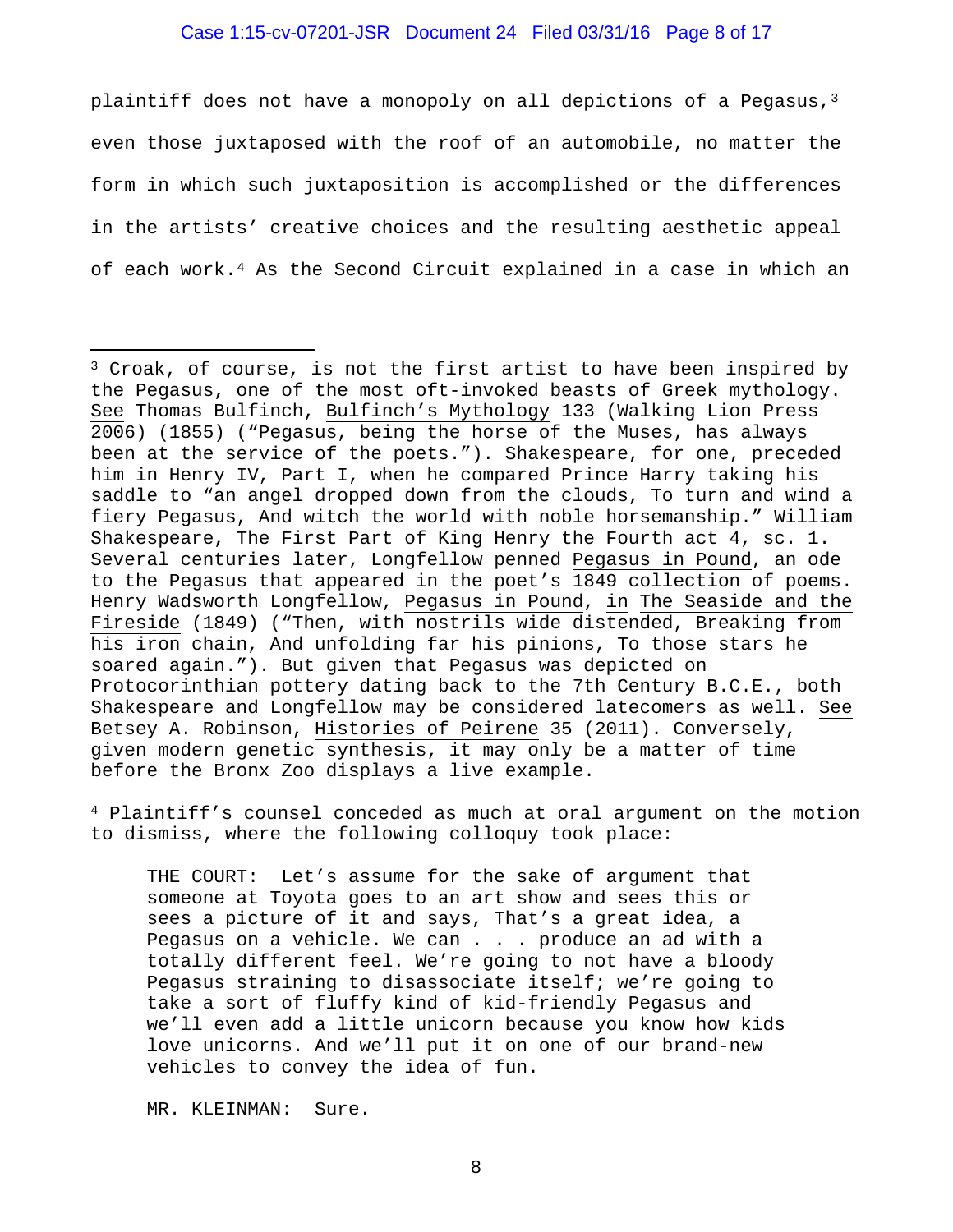plaintiff does not have a monopoly on all depictions of a Pegasus,[3] even those juxtaposed with the roof of an automobile, no matter the form in which such juxtaposition is accomplished or the differences in the artists' creative choices and the resulting aesthetic appeal of each work.[4] As the Second Circuit explained in a case in which an

---

[3] Croak, of course, is not the first artist to have been inspired by the Pegasus, one of the most oft-invoked beasts of Greek mythology. See Thomas Bulfinch, Bulfinch's Mythology 133 (Walking Lion Press 2006) (1855) ("Pegasus, being the horse of the Muses, has always been at the service of the poets."). Shakespeare, for one, preceded him in Henry IV, Part I, when he compared Prince Harry taking his saddle to "an angel dropped down from the clouds, To turn and wind a fiery Pegasus, And witch the world with noble horsemanship." William Shakespeare, The First Part of King Henry the Fourth act 4, sc. 1. Several centuries later, Longfellow penned Pegasus in Pound, an ode to the Pegasus that appeared in the poet's 1849 collection of poems. Henry Wadsworth Longfellow, Pegasus in Pound, in The Seaside and the Fireside (1849) ("Then, with nostrils wide distended, Breaking from his iron chain, And unfolding far his pinions, To those stars he soared again."). But given that Pegasus was depicted on Protocorinthian pottery dating back to the 7th Century B.C.E., both Shakespeare and Longfellow may be considered latecomers as well. See Betsey A. Robinson, Histories of Peirene 35 (2011). Conversely, given modern genetic synthesis, it may only be a matter of time before the Bronx Zoo displays a live example.

[4] Plaintiff's counsel conceded as much at oral argument on the motion to dismiss, where the following colloquy took place:

> THE COURT: Let's assume for the sake of argument that someone at Toyota goes to an art show and sees this or sees a picture of it and says, That's a great idea, a Pegasus on a vehicle. We can . . . produce an ad with a totally different feel. We're going to not have a bloody Pegasus straining to disassociate itself; we're going to take a sort of fluffy kind of kid-friendly Pegasus and we'll even add a little unicorn because you know how kids love unicorns. And we'll put it on one of our brand-new vehicles to convey the idea of fun.
>
> MR. KLEINMAN: Sure.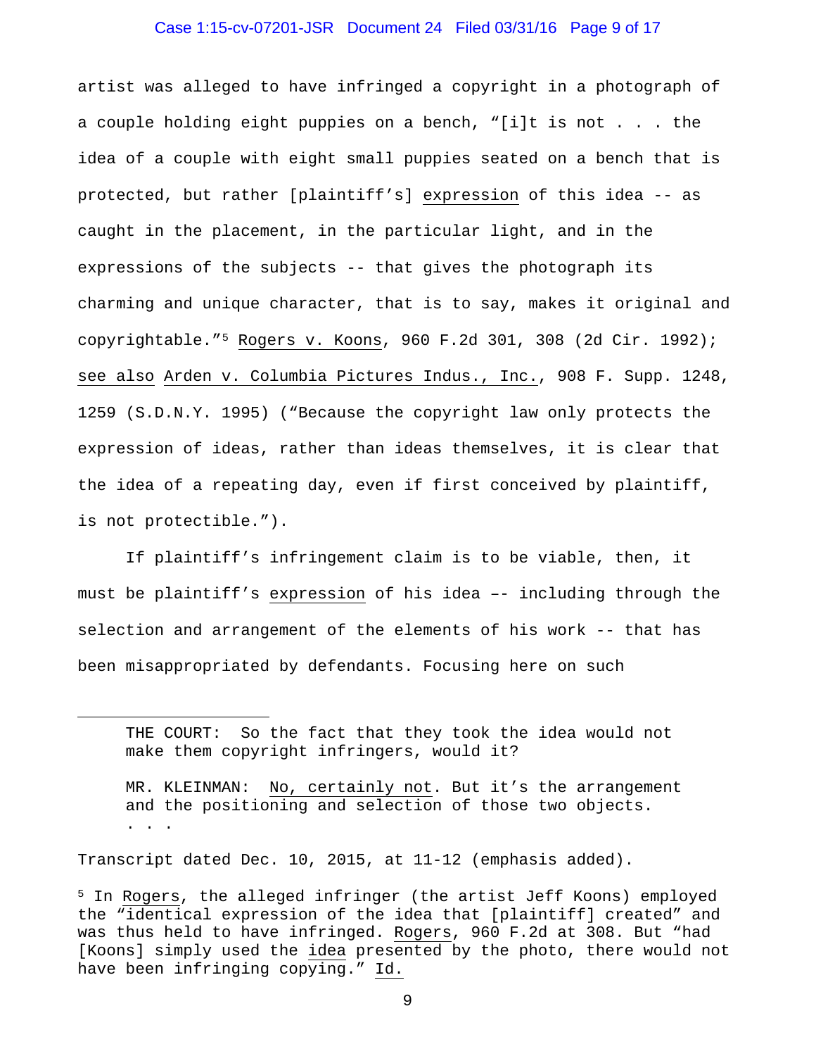artist was alleged to have infringed a copyright in a photograph of a couple holding eight puppies on a bench, "[i]t is not . . . the idea of a couple with eight small puppies seated on a bench that is protected, but rather [plaintiff's] expression of this idea -- as caught in the placement, in the particular light, and in the expressions of the subjects -- that gives the photograph its charming and unique character, that is to say, makes it original and copyrightable."[5] Rogers v. Koons, 960 F.2d 301, 308 (2d Cir. 1992); see also Arden v. Columbia Pictures Indus., Inc., 908 F. Supp. 1248, 1259 (S.D.N.Y. 1995) ("Because the copyright law only protects the expression of ideas, rather than ideas themselves, it is clear that the idea of a repeating day, even if first conceived by plaintiff, is not protectible.").

If plaintiff's infringement claim is to be viable, then, it must be plaintiff's expression of his idea –- including through the selection and arrangement of the elements of his work -- that has been misappropriated by defendants. Focusing here on such

---

> THE COURT: So the fact that they took the idea would not make them copyright infringers, would it?
>
> MR. KLEINMAN: No, certainly not. But it's the arrangement and the positioning and selection of those two objects. . . .

Transcript dated Dec. 10, 2015, at 11-12 (emphasis added).

[5] In Rogers, the alleged infringer (the artist Jeff Koons) employed the "identical expression of the idea that [plaintiff] created" and was thus held to have infringed. Rogers, 960 F.2d at 308. But "had [Koons] simply used the idea presented by the photo, there would not have been infringing copying." Id.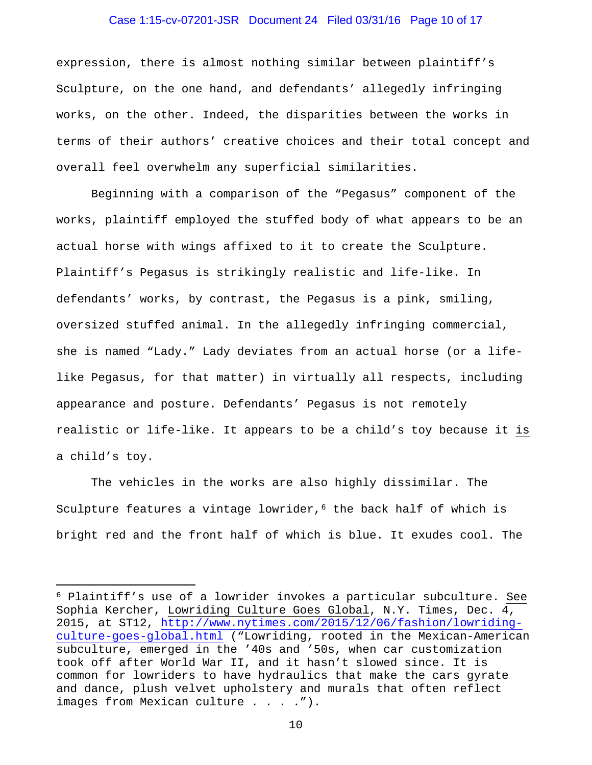expression, there is almost nothing similar between plaintiff's Sculpture, on the one hand, and defendants' allegedly infringing works, on the other. Indeed, the disparities between the works in terms of their authors' creative choices and their total concept and overall feel overwhelm any superficial similarities.

Beginning with a comparison of the "Pegasus" component of the works, plaintiff employed the stuffed body of what appears to be an actual horse with wings affixed to it to create the Sculpture. Plaintiff's Pegasus is strikingly realistic and life-like. In defendants' works, by contrast, the Pegasus is a pink, smiling, oversized stuffed animal. In the allegedly infringing commercial, she is named "Lady." Lady deviates from an actual horse (or a life-like Pegasus, for that matter) in virtually all respects, including appearance and posture. Defendants' Pegasus is not remotely realistic or life-like. It appears to be a child's toy because it is a child's toy.

The vehicles in the works are also highly dissimilar. The Sculpture features a vintage lowrider,[6] the back half of which is bright red and the front half of which is blue. It exudes cool. The

---

[6] Plaintiff's use of a lowrider invokes a particular subculture. See Sophia Kercher, Lowriding Culture Goes Global, N.Y. Times, Dec. 4, 2015, at ST12, http://www.nytimes.com/2015/12/06/fashion/lowriding-culture-goes-global.html ("Lowriding, rooted in the Mexican-American subculture, emerged in the '40s and '50s, when car customization took off after World War II, and it hasn't slowed since. It is common for lowriders to have hydraulics that make the cars gyrate and dance, plush velvet upholstery and murals that often reflect images from Mexican culture . . . .").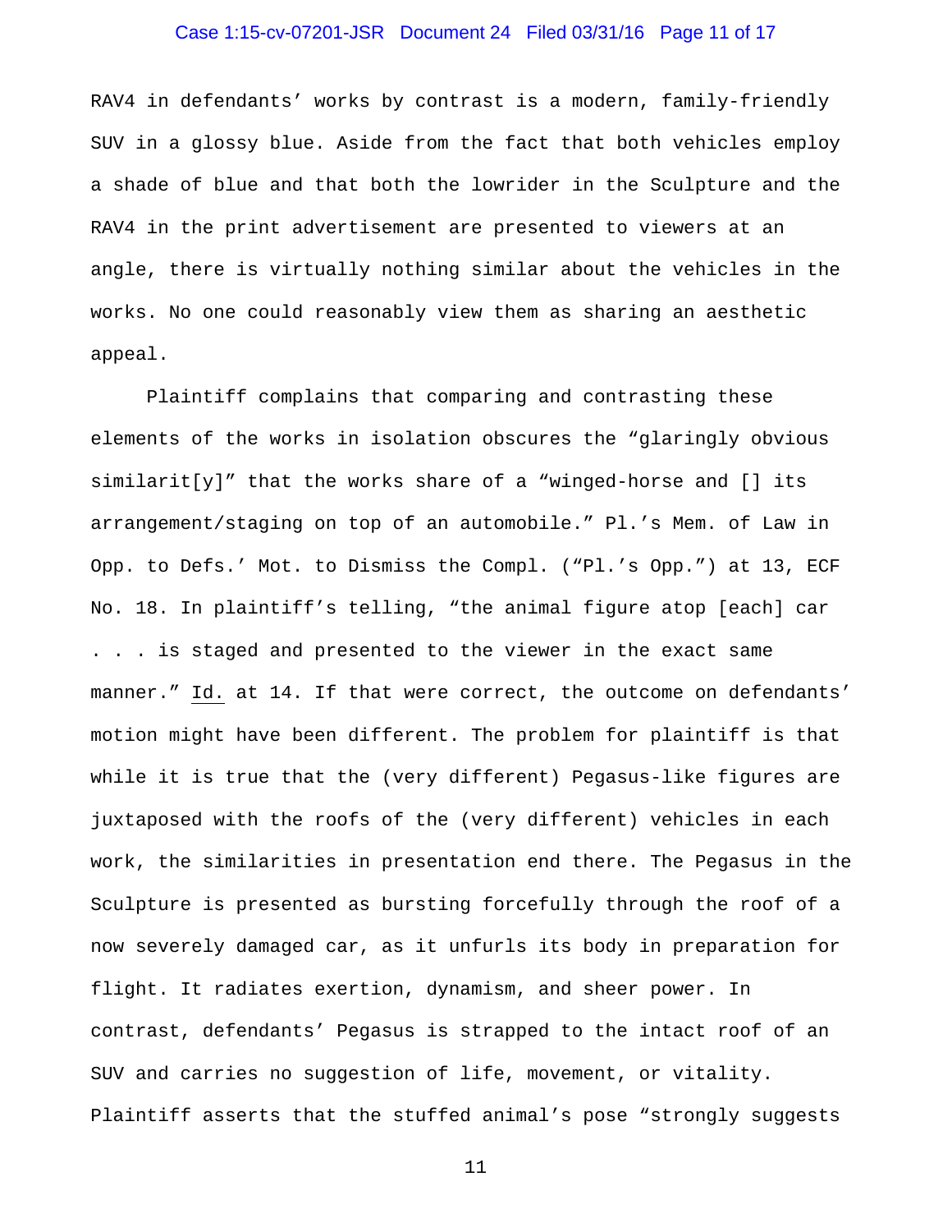RAV4 in defendants' works by contrast is a modern, family-friendly SUV in a glossy blue. Aside from the fact that both vehicles employ a shade of blue and that both the lowrider in the Sculpture and the RAV4 in the print advertisement are presented to viewers at an angle, there is virtually nothing similar about the vehicles in the works. No one could reasonably view them as sharing an aesthetic appeal.

Plaintiff complains that comparing and contrasting these elements of the works in isolation obscures the "glaringly obvious similarit[y]" that the works share of a "winged-horse and [] its arrangement/staging on top of an automobile." Pl.'s Mem. of Law in Opp. to Defs.' Mot. to Dismiss the Compl. ("Pl.'s Opp.") at 13, ECF No. 18. In plaintiff's telling, "the animal figure atop [each] car . . . is staged and presented to the viewer in the exact same manner." Id. at 14. If that were correct, the outcome on defendants' motion might have been different. The problem for plaintiff is that while it is true that the (very different) Pegasus-like figures are juxtaposed with the roofs of the (very different) vehicles in each work, the similarities in presentation end there. The Pegasus in the Sculpture is presented as bursting forcefully through the roof of a now severely damaged car, as it unfurls its body in preparation for flight. It radiates exertion, dynamism, and sheer power. In contrast, defendants' Pegasus is strapped to the intact roof of an SUV and carries no suggestion of life, movement, or vitality. Plaintiff asserts that the stuffed animal's pose "strongly suggests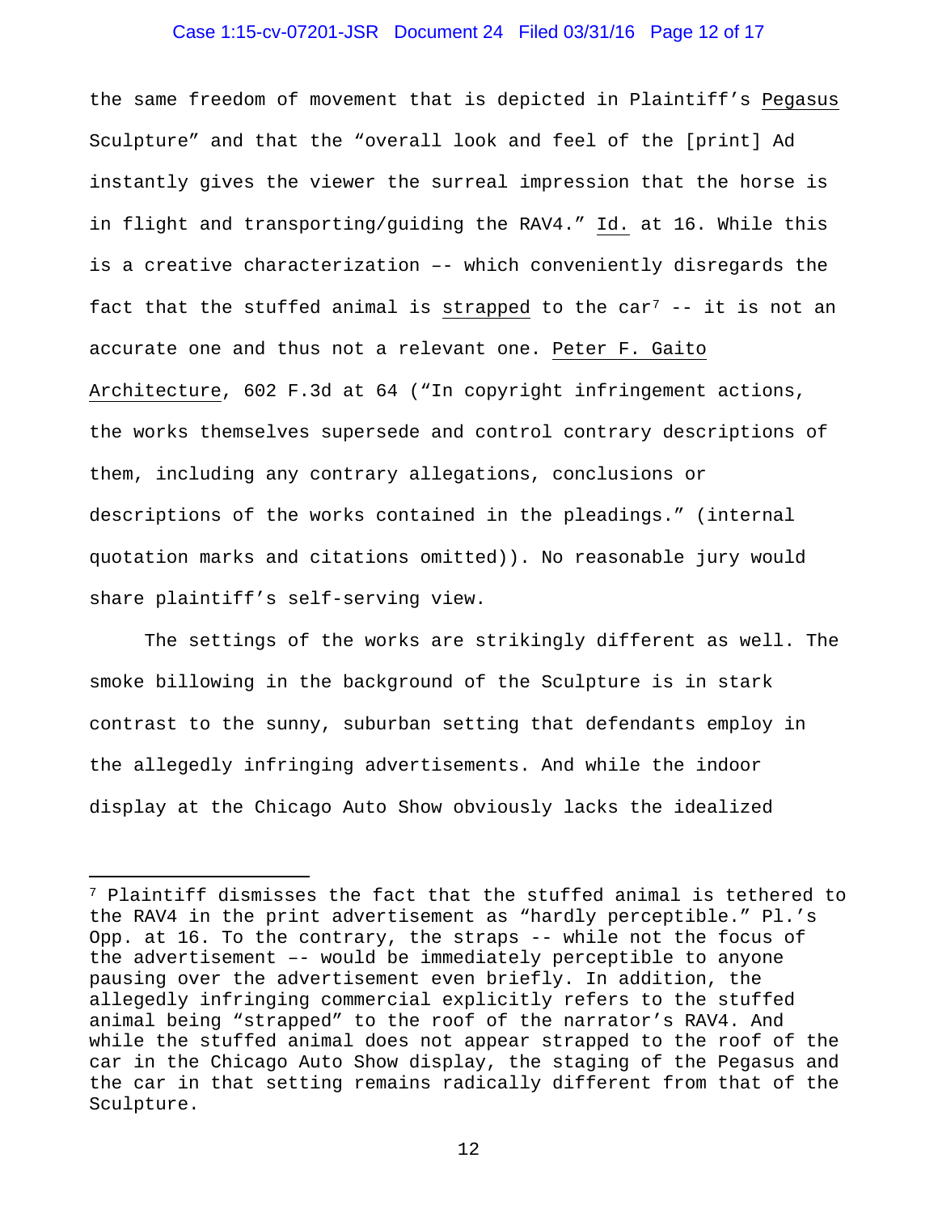the same freedom of movement that is depicted in Plaintiff's Pegasus Sculpture" and that the "overall look and feel of the [print] Ad instantly gives the viewer the surreal impression that the horse is in flight and transporting/guiding the RAV4." Id. at 16. While this is a creative characterization –- which conveniently disregards the fact that the stuffed animal is strapped to the car[7] -- it is not an accurate one and thus not a relevant one. Peter F. Gaito Architecture, 602 F.3d at 64 ("In copyright infringement actions, the works themselves supersede and control contrary descriptions of them, including any contrary allegations, conclusions or descriptions of the works contained in the pleadings." (internal quotation marks and citations omitted)). No reasonable jury would share plaintiff's self-serving view.

The settings of the works are strikingly different as well. The smoke billowing in the background of the Sculpture is in stark contrast to the sunny, suburban setting that defendants employ in the allegedly infringing advertisements. And while the indoor display at the Chicago Auto Show obviously lacks the idealized

---

[7] Plaintiff dismisses the fact that the stuffed animal is tethered to the RAV4 in the print advertisement as "hardly perceptible." Pl.'s Opp. at 16. To the contrary, the straps -- while not the focus of the advertisement –- would be immediately perceptible to anyone pausing over the advertisement even briefly. In addition, the allegedly infringing commercial explicitly refers to the stuffed animal being "strapped" to the roof of the narrator's RAV4. And while the stuffed animal does not appear strapped to the roof of the car in the Chicago Auto Show display, the staging of the Pegasus and the car in that setting remains radically different from that of the Sculpture.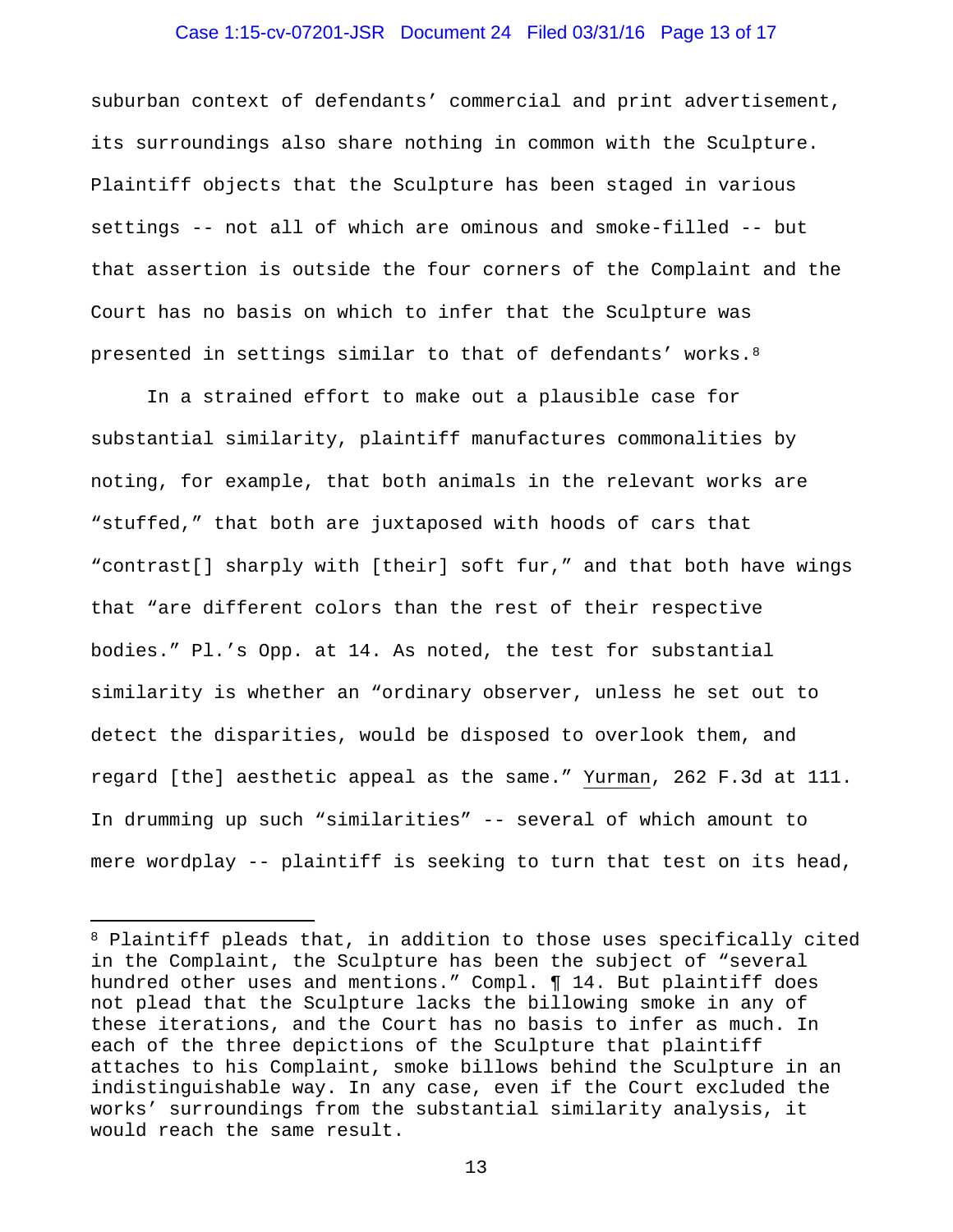suburban context of defendants' commercial and print advertisement, its surroundings also share nothing in common with the Sculpture. Plaintiff objects that the Sculpture has been staged in various settings -- not all of which are ominous and smoke-filled -- but that assertion is outside the four corners of the Complaint and the Court has no basis on which to infer that the Sculpture was presented in settings similar to that of defendants' works.[8]

In a strained effort to make out a plausible case for substantial similarity, plaintiff manufactures commonalities by noting, for example, that both animals in the relevant works are "stuffed," that both are juxtaposed with hoods of cars that "contrast[] sharply with [their] soft fur," and that both have wings that "are different colors than the rest of their respective bodies." Pl.'s Opp. at 14. As noted, the test for substantial similarity is whether an "ordinary observer, unless he set out to detect the disparities, would be disposed to overlook them, and regard [the] aesthetic appeal as the same." Yurman, 262 F.3d at 111. In drumming up such "similarities" -- several of which amount to mere wordplay -- plaintiff is seeking to turn that test on its head,

---

[8] Plaintiff pleads that, in addition to those uses specifically cited in the Complaint, the Sculpture has been the subject of "several hundred other uses and mentions." Compl. ¶ 14. But plaintiff does not plead that the Sculpture lacks the billowing smoke in any of these iterations, and the Court has no basis to infer as much. In each of the three depictions of the Sculpture that plaintiff attaches to his Complaint, smoke billows behind the Sculpture in an indistinguishable way. In any case, even if the Court excluded the works' surroundings from the substantial similarity analysis, it would reach the same result.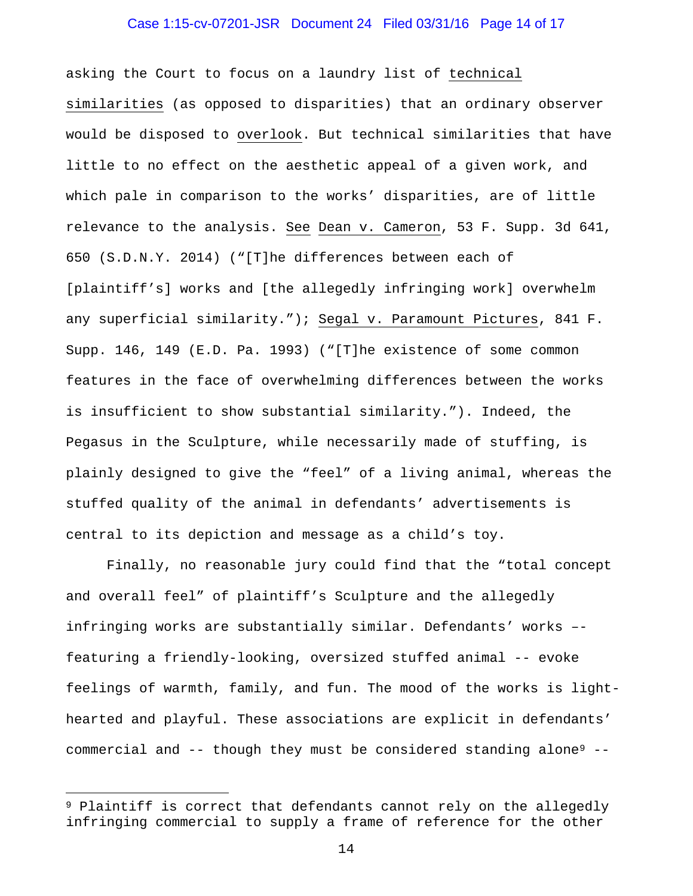asking the Court to focus on a laundry list of technical similarities (as opposed to disparities) that an ordinary observer would be disposed to overlook. But technical similarities that have little to no effect on the aesthetic appeal of a given work, and which pale in comparison to the works' disparities, are of little relevance to the analysis. See Dean v. Cameron, 53 F. Supp. 3d 641, 650 (S.D.N.Y. 2014) ("[T]he differences between each of [plaintiff's] works and [the allegedly infringing work] overwhelm any superficial similarity."); Segal v. Paramount Pictures, 841 F. Supp. 146, 149 (E.D. Pa. 1993) ("[T]he existence of some common features in the face of overwhelming differences between the works is insufficient to show substantial similarity."). Indeed, the Pegasus in the Sculpture, while necessarily made of stuffing, is plainly designed to give the "feel" of a living animal, whereas the stuffed quality of the animal in defendants' advertisements is central to its depiction and message as a child's toy.

Finally, no reasonable jury could find that the "total concept and overall feel" of plaintiff's Sculpture and the allegedly infringing works are substantially similar. Defendants' works –- featuring a friendly-looking, oversized stuffed animal -- evoke feelings of warmth, family, and fun. The mood of the works is light-hearted and playful. These associations are explicit in defendants' commercial and -- though they must be considered standing alone[9] --

[9] Plaintiff is correct that defendants cannot rely on the allegedly infringing commercial to supply a frame of reference for the other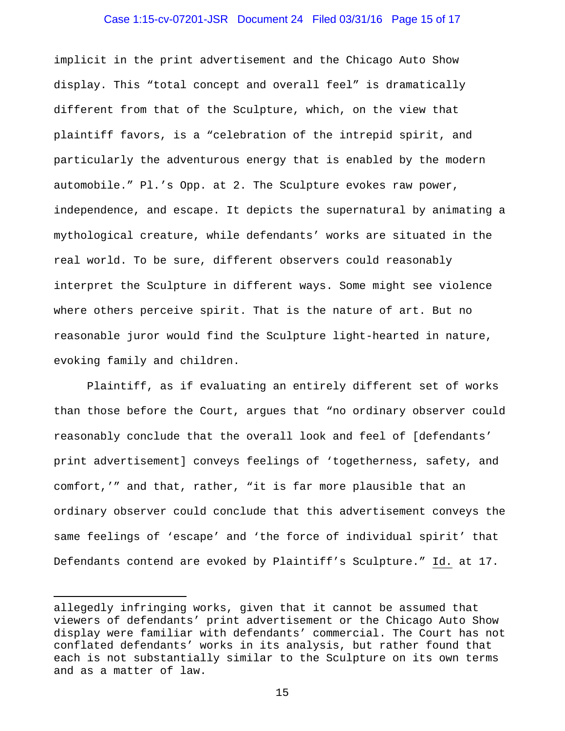implicit in the print advertisement and the Chicago Auto Show display. This "total concept and overall feel" is dramatically different from that of the Sculpture, which, on the view that plaintiff favors, is a "celebration of the intrepid spirit, and particularly the adventurous energy that is enabled by the modern automobile." Pl.'s Opp. at 2. The Sculpture evokes raw power, independence, and escape. It depicts the supernatural by animating a mythological creature, while defendants' works are situated in the real world. To be sure, different observers could reasonably interpret the Sculpture in different ways. Some might see violence where others perceive spirit. That is the nature of art. But no reasonable juror would find the Sculpture light-hearted in nature, evoking family and children.

Plaintiff, as if evaluating an entirely different set of works than those before the Court, argues that "no ordinary observer could reasonably conclude that the overall look and feel of [defendants' print advertisement] conveys feelings of 'togetherness, safety, and comfort,'" and that, rather, "it is far more plausible that an ordinary observer could conclude that this advertisement conveys the same feelings of 'escape' and 'the force of individual spirit' that Defendants contend are evoked by Plaintiff's Sculpture." Id. at 17.

---

allegedly infringing works, given that it cannot be assumed that viewers of defendants' print advertisement or the Chicago Auto Show display were familiar with defendants' commercial. The Court has not conflated defendants' works in its analysis, but rather found that each is not substantially similar to the Sculpture on its own terms and as a matter of law.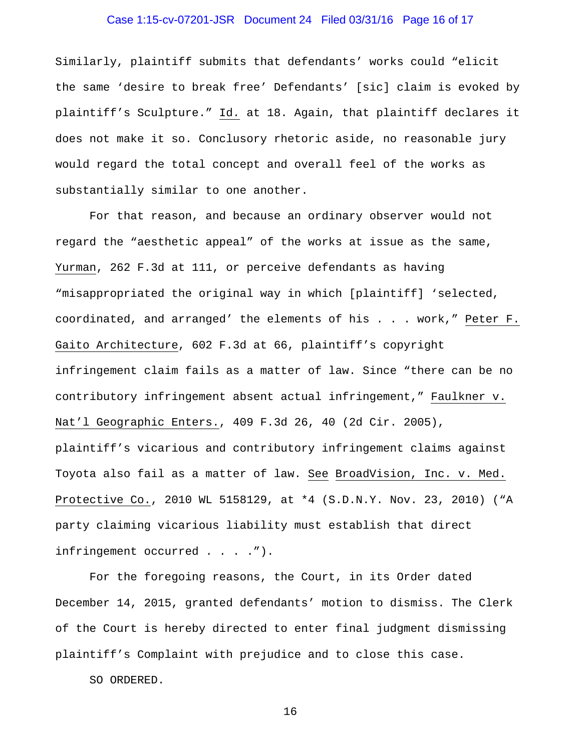Similarly, plaintiff submits that defendants' works could "elicit the same 'desire to break free' Defendants' [sic] claim is evoked by plaintiff's Sculpture." Id. at 18. Again, that plaintiff declares it does not make it so. Conclusory rhetoric aside, no reasonable jury would regard the total concept and overall feel of the works as substantially similar to one another.

For that reason, and because an ordinary observer would not regard the "aesthetic appeal" of the works at issue as the same, Yurman, 262 F.3d at 111, or perceive defendants as having "misappropriated the original way in which [plaintiff] 'selected, coordinated, and arranged' the elements of his . . . work," Peter F. Gaito Architecture, 602 F.3d at 66, plaintiff's copyright infringement claim fails as a matter of law. Since "there can be no contributory infringement absent actual infringement," Faulkner v. Nat'l Geographic Enters., 409 F.3d 26, 40 (2d Cir. 2005), plaintiff's vicarious and contributory infringement claims against Toyota also fail as a matter of law. See BroadVision, Inc. v. Med. Protective Co., 2010 WL 5158129, at *4 (S.D.N.Y. Nov. 23, 2010) ("A party claiming vicarious liability must establish that direct infringement occurred . . . .").

For the foregoing reasons, the Court, in its Order dated December 14, 2015, granted defendants' motion to dismiss. The Clerk of the Court is hereby directed to enter final judgment dismissing plaintiff's Complaint with prejudice and to close this case.

SO ORDERED.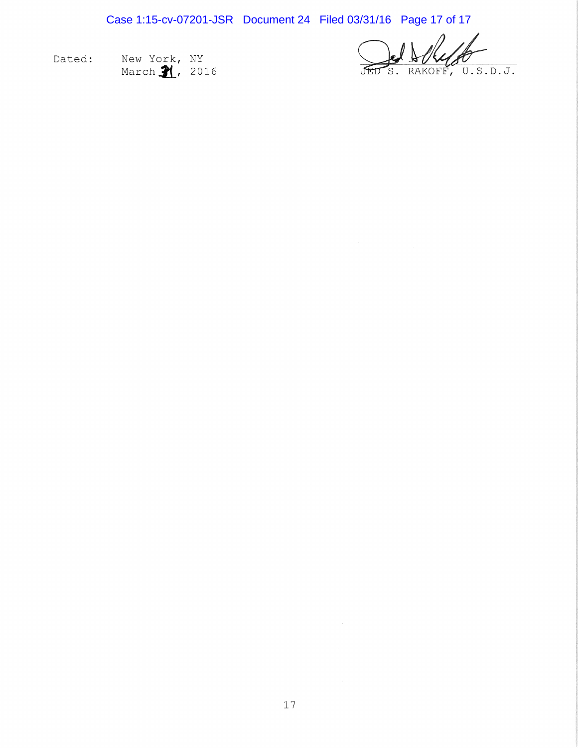Dated: New York, NY
March 31, 2016

JED S. RAKOFF, U.S.D.J.